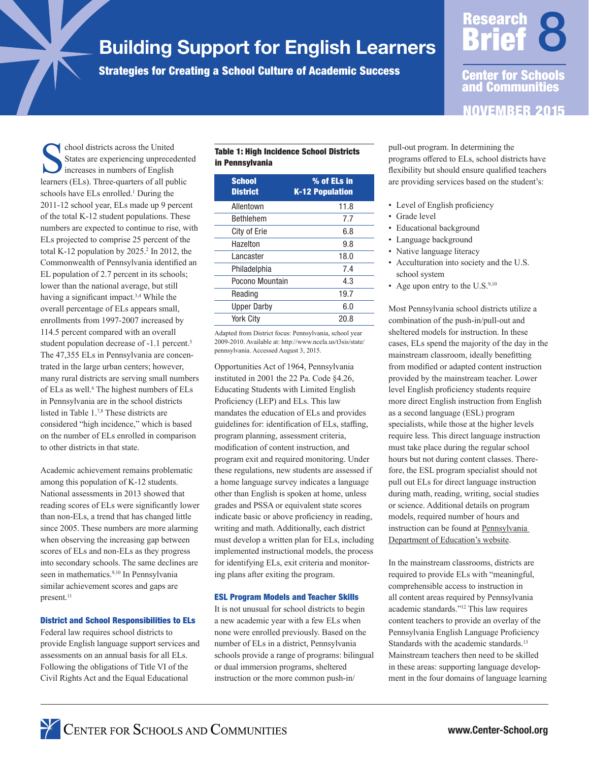# Building Support for English Learners

## Strategies for Creating a School Culture of Academic Success

Research Brief 8

Center for Schools and Communities

NOVEMBER 2015

School districts across the United States are experiencing unprecedented increases in numbers of English learners (ELs). Three-quarters of all public schools have ELs enrolled.[1] During the 2011-12 school year, ELs made up 9 percent of the total K-12 student populations. These numbers are expected to continue to rise, with ELs projected to comprise 25 percent of the total K-12 population by 2025.[2] In 2012, the Commonwealth of Pennsylvania identified an EL population of 2.7 percent in its schools; lower than the national average, but still having a significant impact.[3,4] While the overall percentage of ELs appears small, enrollments from 1997-2007 increased by 114.5 percent compared with an overall student population decrease of -1.1 percent.[5] The 47,355 ELs in Pennsylvania are concentrated in the large urban centers; however, many rural districts are serving small numbers of ELs as well.[6] The highest numbers of ELs in Pennsylvania are in the school districts listed in Table 1.[7,8] These districts are considered "high incidence," which is based on the number of ELs enrolled in comparison to other districts in that state.

Academic achievement remains problematic among this population of K-12 students. National assessments in 2013 showed that reading scores of ELs were significantly lower than non-ELs, a trend that has changed little since 2005. These numbers are more alarming when observing the increasing gap between scores of ELs and non-ELs as they progress into secondary schools. The same declines are seen in mathematics.[9,10] In Pennsylvania similar achievement scores and gaps are present.[11]

### District and School Responsibilities to ELs

Federal law requires school districts to provide English language support services and assessments on an annual basis for all ELs. Following the obligations of Title VI of the Civil Rights Act and the Equal Educational Opportunities Act of 1964, Pennsylvania instituted in 2001 the 22 Pa. Code §4.26, Educating Students with Limited English Proficiency (LEP) and ELs. This law mandates the education of ELs and provides guidelines for: identification of ELs, staffing, program planning, assessment criteria, modification of content instruction, and program exit and required monitoring. Under these regulations, new students are assessed if a home language survey indicates a language other than English is spoken at home, unless grades and PSSA or equivalent state scores indicate basic or above proficiency in reading, writing and math. Additionally, each district must develop a written plan for ELs, including implemented instructional models, the process for identifying ELs, exit criteria and monitoring plans after exiting the program.

**Table 1: High Incidence School Districts in Pennsylvania**

| School District | % of ELs in K-12 Population |
|---|---|
| Allentown | 11.8 |
| Bethlehem | 7.7 |
| City of Erie | 6.8 |
| Hazelton | 9.8 |
| Lancaster | 18.0 |
| Philadelphia | 7.4 |
| Pocono Mountain | 4.3 |
| Reading | 19.7 |
| Upper Darby | 6.0 |
| York City | 20.8 |

Adapted from District focus: Pennsylvania, school year 2009-2010. Available at: http://www.ncela.us/t3sis/state/pennsylvania. Accessed August 3, 2015.

### ESL Program Models and Teacher Skills

It is not unusual for school districts to begin a new academic year with a few ELs when none were enrolled previously. Based on the number of ELs in a district, Pennsylvania schools provide a range of programs: bilingual or dual immersion programs, sheltered instruction or the more common push-in/pull-out program. In determining the programs offered to ELs, school districts have flexibility but should ensure qualified teachers are providing services based on the student's:

- Level of English proficiency
- Grade level
- Educational background
- Language background
- Native language literacy
- Acculturation into society and the U.S. school system
- Age upon entry to the U.S.[9,10]

Most Pennsylvania school districts utilize a combination of the push-in/pull-out and sheltered models for instruction. In these cases, ELs spend the majority of the day in the mainstream classroom, ideally benefitting from modified or adapted content instruction provided by the mainstream teacher. Lower level English proficiency students require more direct English instruction from English as a second language (ESL) program specialists, while those at the higher levels require less. This direct language instruction must take place during the regular school hours but not during content classes. Therefore, the ESL program specialist should not pull out ELs for direct language instruction during math, reading, writing, social studies or science. Additional details on program models, required number of hours and instruction can be found at Pennsylvania Department of Education's website.

In the mainstream classrooms, districts are required to provide ELs with "meaningful, comprehensible access to instruction in all content areas required by Pennsylvania academic standards."[12] This law requires content teachers to provide an overlay of the Pennsylvania English Language Proficiency Standards with the academic standards.[13] Mainstream teachers then need to be skilled in these areas: supporting language development in the four domains of language learning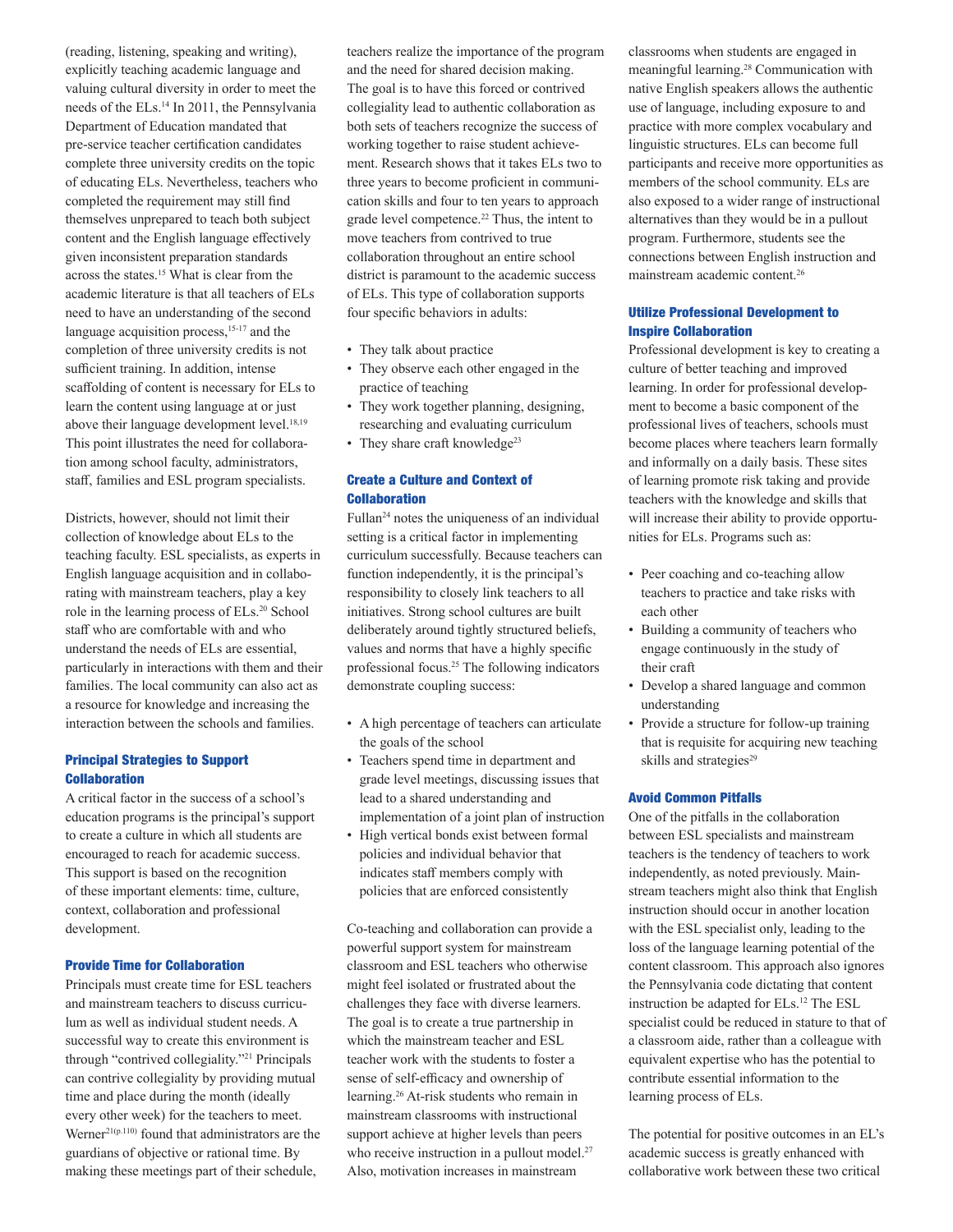(reading, listening, speaking and writing), explicitly teaching academic language and valuing cultural diversity in order to meet the needs of the ELs.[14] In 2011, the Pennsylvania Department of Education mandated that pre-service teacher certification candidates complete three university credits on the topic of educating ELs. Nevertheless, teachers who completed the requirement may still find themselves unprepared to teach both subject content and the English language effectively given inconsistent preparation standards across the states.[15] What is clear from the academic literature is that all teachers of ELs need to have an understanding of the second language acquisition process,[15-17] and the completion of three university credits is not sufficient training. In addition, intense scaffolding of content is necessary for ELs to learn the content using language at or just above their language development level.[18,19] This point illustrates the need for collaboration among school faculty, administrators, staff, families and ESL program specialists.

Districts, however, should not limit their collection of knowledge about ELs to the teaching faculty. ESL specialists, as experts in English language acquisition and in collaborating with mainstream teachers, play a key role in the learning process of ELs.[20] School staff who are comfortable with and who understand the needs of ELs are essential, particularly in interactions with them and their families. The local community can also act as a resource for knowledge and increasing the interaction between the schools and families.

### Principal Strategies to Support Collaboration

A critical factor in the success of a school's education programs is the principal's support to create a culture in which all students are encouraged to reach for academic success. This support is based on the recognition of these important elements: time, culture, context, collaboration and professional development.

### Provide Time for Collaboration

Principals must create time for ESL teachers and mainstream teachers to discuss curriculum as well as individual student needs. A successful way to create this environment is through "contrived collegiality."[21] Principals can contrive collegiality by providing mutual time and place during the month (ideally every other week) for the teachers to meet. Werner[21(p.110)] found that administrators are the guardians of objective or rational time. By making these meetings part of their schedule, teachers realize the importance of the program and the need for shared decision making. The goal is to have this forced or contrived collegiality lead to authentic collaboration as both sets of teachers recognize the success of working together to raise student achievement. Research shows that it takes ELs two to three years to become proficient in communication skills and four to ten years to approach grade level competence.[22] Thus, the intent to move teachers from contrived to true collaboration throughout an entire school district is paramount to the academic success of ELs. This type of collaboration supports four specific behaviors in adults:

- They talk about practice
- They observe each other engaged in the practice of teaching
- They work together planning, designing, researching and evaluating curriculum
- They share craft knowledge[23]

### Create a Culture and Context of Collaboration

Fullan[24] notes the uniqueness of an individual setting is a critical factor in implementing curriculum successfully. Because teachers can function independently, it is the principal's responsibility to closely link teachers to all initiatives. Strong school cultures are built deliberately around tightly structured beliefs, values and norms that have a highly specific professional focus.[25] The following indicators demonstrate coupling success:

- A high percentage of teachers can articulate the goals of the school
- Teachers spend time in department and grade level meetings, discussing issues that lead to a shared understanding and implementation of a joint plan of instruction
- High vertical bonds exist between formal policies and individual behavior that indicates staff members comply with policies that are enforced consistently

Co-teaching and collaboration can provide a powerful support system for mainstream classroom and ESL teachers who otherwise might feel isolated or frustrated about the challenges they face with diverse learners. The goal is to create a true partnership in which the mainstream teacher and ESL teacher work with the students to foster a sense of self-efficacy and ownership of learning.[26] At-risk students who remain in mainstream classrooms with instructional support achieve at higher levels than peers who receive instruction in a pullout model.[27] Also, motivation increases in mainstream classrooms when students are engaged in meaningful learning.[28] Communication with native English speakers allows the authentic use of language, including exposure to and practice with more complex vocabulary and linguistic structures. ELs can become full participants and receive more opportunities as members of the school community. ELs are also exposed to a wider range of instructional alternatives than they would be in a pullout program. Furthermore, students see the connections between English instruction and mainstream academic content.[26]

### Utilize Professional Development to Inspire Collaboration

Professional development is key to creating a culture of better teaching and improved learning. In order for professional development to become a basic component of the professional lives of teachers, schools must become places where teachers learn formally and informally on a daily basis. These sites of learning promote risk taking and provide teachers with the knowledge and skills that will increase their ability to provide opportunities for ELs. Programs such as:

- Peer coaching and co-teaching allow teachers to practice and take risks with each other
- Building a community of teachers who engage continuously in the study of their craft
- Develop a shared language and common understanding
- Provide a structure for follow-up training that is requisite for acquiring new teaching skills and strategies[29]

### Avoid Common Pitfalls

One of the pitfalls in the collaboration between ESL specialists and mainstream teachers is the tendency of teachers to work independently, as noted previously. Mainstream teachers might also think that English instruction should occur in another location with the ESL specialist only, leading to the loss of the language learning potential of the content classroom. This approach also ignores the Pennsylvania code dictating that content instruction be adapted for ELs.[12] The ESL specialist could be reduced in stature to that of a classroom aide, rather than a colleague with equivalent expertise who has the potential to contribute essential information to the learning process of ELs.

The potential for positive outcomes in an EL's academic success is greatly enhanced with collaborative work between these two critical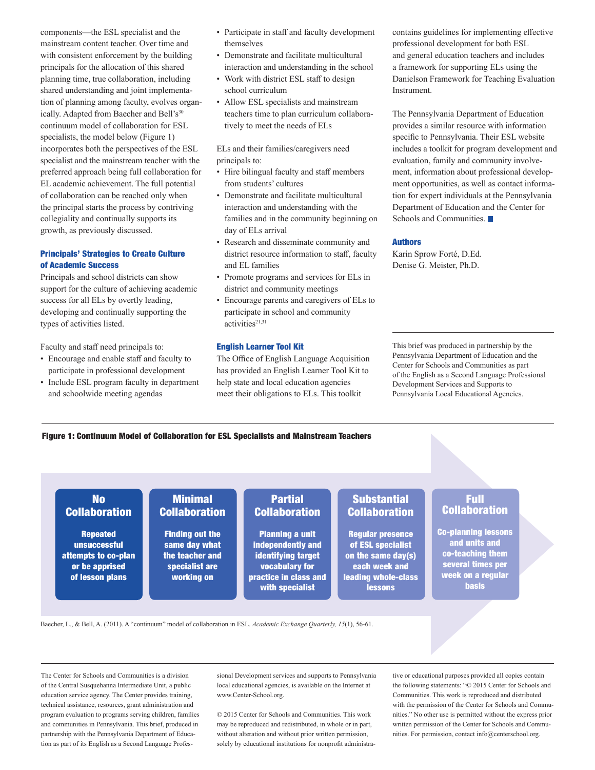components—the ESL specialist and the mainstream content teacher. Over time and with consistent enforcement by the building principals for the allocation of this shared planning time, true collaboration, including shared understanding and joint implementation of planning among faculty, evolves organically. Adapted from Baecher and Bell's[30] continuum model of collaboration for ESL specialists, the model below (Figure 1) incorporates both the perspectives of the ESL specialist and the mainstream teacher with the preferred approach being full collaboration for EL academic achievement. The full potential of collaboration can be reached only when the principal starts the process by contriving collegiality and continually supports its growth, as previously discussed.

### Principals' Strategies to Create Culture of Academic Success

Principals and school districts can show support for the culture of achieving academic success for all ELs by overtly leading, developing and continually supporting the types of activities listed.

Faculty and staff need principals to:

- Encourage and enable staff and faculty to participate in professional development
- Include ESL program faculty in department and schoolwide meeting agendas
- Participate in staff and faculty development themselves
- Demonstrate and facilitate multicultural interaction and understanding in the school
- Work with district ESL staff to design school curriculum
- Allow ESL specialists and mainstream teachers time to plan curriculum collaboratively to meet the needs of ELs

ELs and their families/caregivers need principals to:

- Hire bilingual faculty and staff members from students' cultures
- Demonstrate and facilitate multicultural interaction and understanding with the families and in the community beginning on day of ELs arrival
- Research and disseminate community and district resource information to staff, faculty and EL families
- Promote programs and services for ELs in district and community meetings
- Encourage parents and caregivers of ELs to participate in school and community activities[21,31]

### English Learner Tool Kit

The Office of English Language Acquisition has provided an English Learner Tool Kit to help state and local education agencies meet their obligations to ELs. This toolkit contains guidelines for implementing effective professional development for both ESL and general education teachers and includes a framework for supporting ELs using the Danielson Framework for Teaching Evaluation Instrument.

The Pennsylvania Department of Education provides a similar resource with information specific to Pennsylvania. Their ESL website includes a toolkit for program development and evaluation, family and community involvement, information about professional development opportunities, as well as contact information for expert individuals at the Pennsylvania Department of Education and the Center for Schools and Communities.

### Authors

Karin Sprow Forté, D.Ed.
Denise G. Meister, Ph.D.

This brief was produced in partnership by the Pennsylvania Department of Education and the Center for Schools and Communities as part of the English as a Second Language Professional Development Services and Supports to Pennsylvania Local Educational Agencies.

**Figure 1: Continuum Model of Collaboration for ESL Specialists and Mainstream Teachers**

| No Collaboration | Minimal Collaboration | Partial Collaboration | Substantial Collaboration | Full Collaboration |
|---|---|---|---|---|
| Repeated unsuccessful attempts to co-plan or be apprised of lesson plans | Finding out the same day what the teacher and specialist are working on | Planning a unit independently and identifying target vocabulary for practice in class and with specialist | Regular presence of ESL specialist on the same day(s) each week and leading whole-class lessons | Co-planning lessons and units and co-teaching them several times per week on a regular basis |

Baecher, L., & Bell, A. (2011). A "continuum" model of collaboration in ESL. *Academic Exchange Quarterly, 15*(1), 56-61.

The Center for Schools and Communities is a division of the Central Susquehanna Intermediate Unit, a public education service agency. The Center provides training, technical assistance, resources, grant administration and program evaluation to programs serving children, families and communities in Pennsylvania. This brief, produced in partnership with the Pennsylvania Department of Education as part of its English as a Second Language Professional Development services and supports to Pennsylvania local educational agencies, is available on the Internet at www.Center-School.org.

© 2015 Center for Schools and Communities. This work may be reproduced and redistributed, in whole or in part, without alteration and without prior written permission, solely by educational institutions for nonprofit administrative or educational purposes provided all copies contain the following statements: "© 2015 Center for Schools and Communities. This work is reproduced and distributed with the permission of the Center for Schools and Communities." No other use is permitted without the express prior written permission of the Center for Schools and Communities. For permission, contact info@centerschool.org.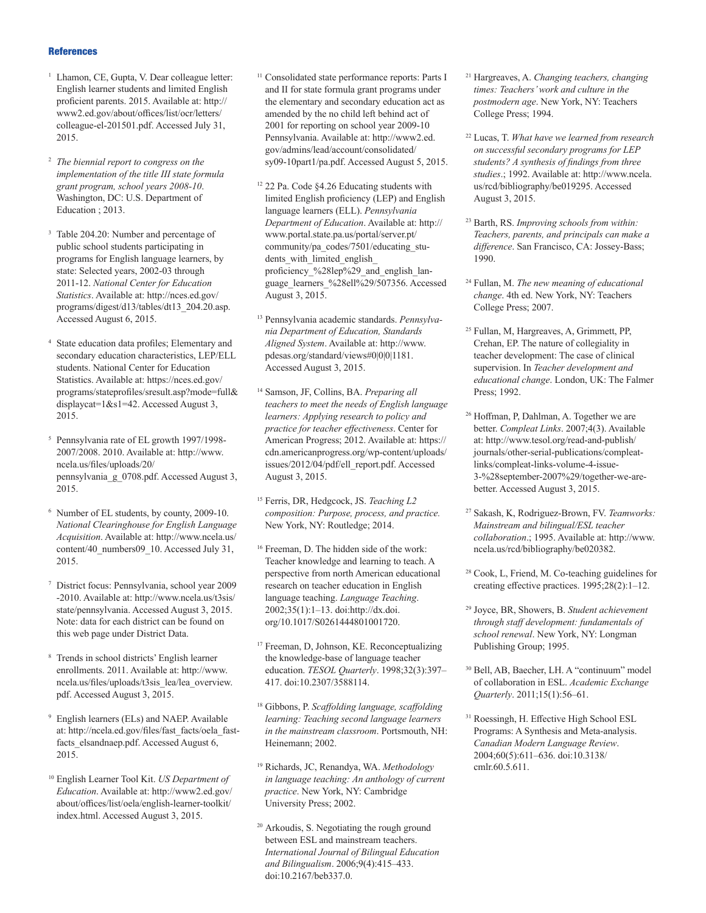## References

1. Lhamon, CE, Gupta, V. Dear colleague letter: English learner students and limited English proficient parents. 2015. Available at: http://www2.ed.gov/about/offices/list/ocr/letters/colleague-el-201501.pdf. Accessed July 31, 2015.

2. *The biennial report to congress on the implementation of the title III state formula grant program, school years 2008-10*. Washington, DC: U.S. Department of Education ; 2013.

3. Table 204.20: Number and percentage of public school students participating in programs for English language learners, by state: Selected years, 2002-03 through 2011-12. *National Center for Education Statistics*. Available at: http://nces.ed.gov/programs/digest/d13/tables/dt13_204.20.asp. Accessed August 6, 2015.

4. State education data profiles; Elementary and secondary education characteristics, LEP/ELL students. National Center for Education Statistics. Available at: https://nces.ed.gov/programs/stateprofiles/sresult.asp?mode=full&displaycat=1&s1=42. Accessed August 3, 2015.

5. Pennsylvania rate of EL growth 1997/1998-2007/2008. 2010. Available at: http://www.ncela.us/files/uploads/20/pennsylvania_g_0708.pdf. Accessed August 3, 2015.

6. Number of EL students, by county, 2009-10. *National Clearinghouse for English Language Acquisition*. Available at: http://www.ncela.us/content/40_numbers09_10. Accessed July 31, 2015.

7. District focus: Pennsylvania, school year 2009 -2010. Available at: http://www.ncela.us/t3sis/state/pennsylvania. Accessed August 3, 2015. Note: data for each district can be found on this web page under District Data.

8. Trends in school districts' English learner enrollments. 2011. Available at: http://www.ncela.us/files/uploads/t3sis_lea/lea_overview.pdf. Accessed August 3, 2015.

9. English learners (ELs) and NAEP. Available at: http://ncela.ed.gov/files/fast_facts/oela_fastfacts_elsandnaep.pdf. Accessed August 6, 2015.

10. English Learner Tool Kit. *US Department of Education*. Available at: http://www2.ed.gov/about/offices/list/oela/english-learner-toolkit/index.html. Accessed August 3, 2015.

11. Consolidated state performance reports: Parts I and II for state formula grant programs under the elementary and secondary education act as amended by the no child left behind act of 2001 for reporting on school year 2009-10 Pennsylvania. Available at: http://www2.ed.gov/admins/lead/account/consolidated/sy09-10part1/pa.pdf. Accessed August 5, 2015.

12. 22 Pa. Code §4.26 Educating students with limited English proficiency (LEP) and English language learners (ELL). *Pennsylvania Department of Education*. Available at: http://www.portal.state.pa.us/portal/server.pt/community/pa_codes/7501/educating_students_with_limited_english_proficiency_%28lep%29_and_english_language_learners_%28ell%29/507356. Accessed August 3, 2015.

13. Pennsylvania academic standards. *Pennsylvania Department of Education, Standards Aligned System*. Available at: http://www.pdesas.org/standard/views#0|0|0|1181. Accessed August 3, 2015.

14. Samson, JF, Collins, BA. *Preparing all teachers to meet the needs of English language learners: Applying research to policy and practice for teacher effectiveness*. Center for American Progress; 2012. Available at: https://cdn.americanprogress.org/wp-content/uploads/issues/2012/04/pdf/ell_report.pdf. Accessed August 3, 2015.

15. Ferris, DR, Hedgcock, JS. *Teaching L2 composition: Purpose, process, and practice.* New York, NY: Routledge; 2014.

16. Freeman, D. The hidden side of the work: Teacher knowledge and learning to teach. A perspective from north American educational research on teacher education in English language teaching. *Language Teaching*. 2002;35(1):1–13. doi:http://dx.doi.org/10.1017/S0261444801001720.

17. Freeman, D, Johnson, KE. Reconceptualizing the knowledge-base of language teacher education. *TESOL Quarterly*. 1998;32(3):397–417. doi:10.2307/3588114.

18. Gibbons, P. *Scaffolding language, scaffolding learning: Teaching second language learners in the mainstream classroom*. Portsmouth, NH: Heinemann; 2002.

19. Richards, JC, Renandya, WA. *Methodology in language teaching: An anthology of current practice*. New York, NY: Cambridge University Press; 2002.

20. Arkoudis, S. Negotiating the rough ground between ESL and mainstream teachers. *International Journal of Bilingual Education and Bilingualism*. 2006;9(4):415–433. doi:10.2167/beb337.0.

21. Hargreaves, A. *Changing teachers, changing times: Teachers' work and culture in the postmodern age*. New York, NY: Teachers College Press; 1994.

22. Lucas, T. *What have we learned from research on successful secondary programs for LEP students? A synthesis of findings from three studies.*; 1992. Available at: http://www.ncela.us/rcd/bibliography/be019295. Accessed August 3, 2015.

23. Barth, RS. *Improving schools from within: Teachers, parents, and principals can make a difference*. San Francisco, CA: Jossey-Bass; 1990.

24. Fullan, M. *The new meaning of educational change*. 4th ed. New York, NY: Teachers College Press; 2007.

25. Fullan, M, Hargreaves, A, Grimmett, PP, Crehan, EP. The nature of collegiality in teacher development: The case of clinical supervision. In *Teacher development and educational change*. London, UK: The Falmer Press; 1992.

26. Hoffman, P, Dahlman, A. Together we are better. *Compleat Links*. 2007;4(3). Available at: http://www.tesol.org/read-and-publish/journals/other-serial-publications/compleat-links/compleat-links-volume-4-issue-3-%28september-2007%29/together-we-are-better. Accessed August 3, 2015.

27. Sakash, K, Rodriguez-Brown, FV. *Teamworks: Mainstream and bilingual/ESL teacher collaboration*.; 1995. Available at: http://www.ncela.us/rcd/bibliography/be020382.

28. Cook, L, Friend, M. Co-teaching guidelines for creating effective practices. 1995;28(2):1–12.

29. Joyce, BR, Showers, B. *Student achievement through staff development: fundamentals of school renewal*. New York, NY: Longman Publishing Group; 1995.

30. Bell, AB, Baecher, LH. A "continuum" model of collaboration in ESL. *Academic Exchange Quarterly*. 2011;15(1):56–61.

31. Roessingh, H. Effective High School ESL Programs: A Synthesis and Meta-analysis. *Canadian Modern Language Review*. 2004;60(5):611–636. doi:10.3138/cmlr.60.5.611.